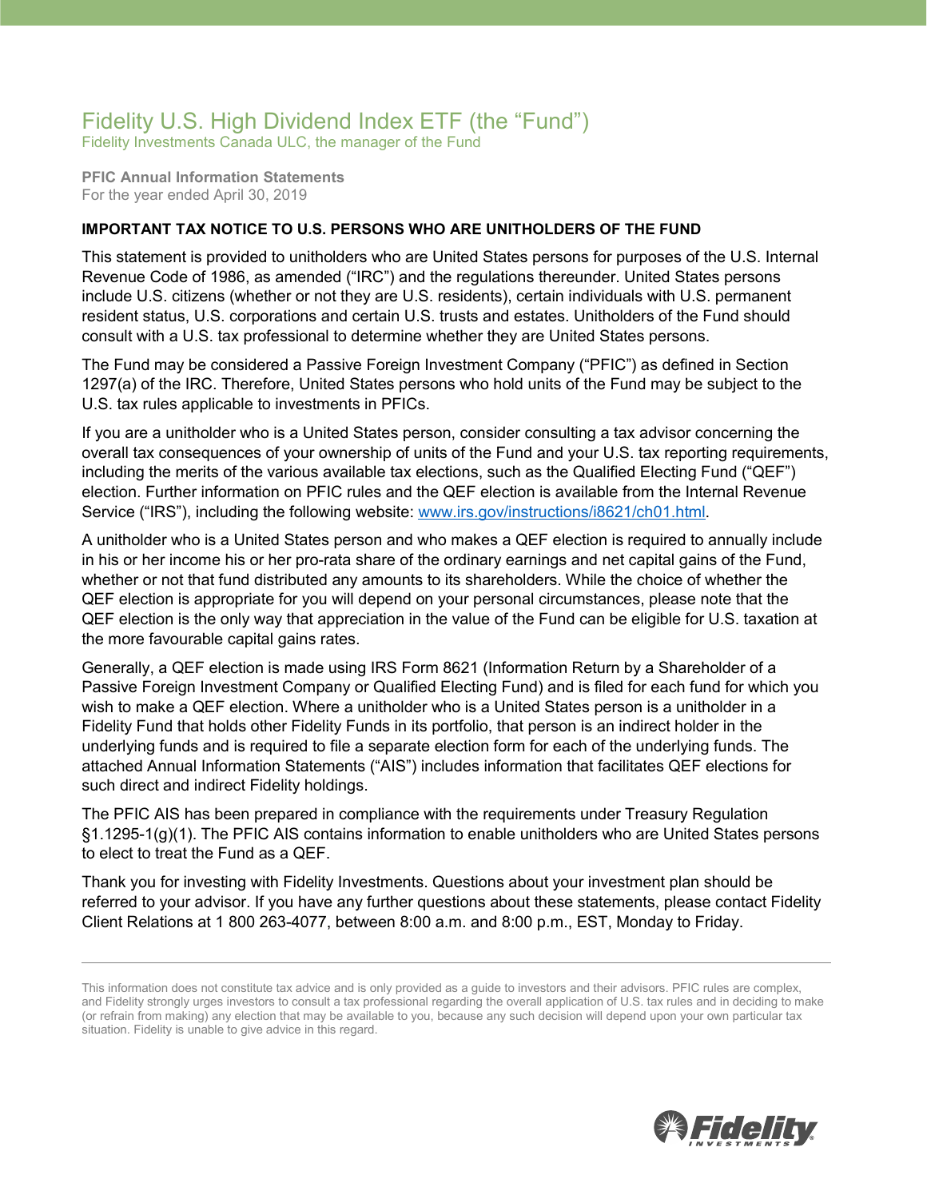# Fidelity U.S. High Dividend Index ETF (the "Fund")

Fidelity Investments Canada ULC, the manager of the Fund

**PFIC Annual Information Statements**
For the year ended April 30, 2019

**IMPORTANT TAX NOTICE TO U.S. PERSONS WHO ARE UNITHOLDERS OF THE FUND**

This statement is provided to unitholders who are United States persons for purposes of the U.S. Internal Revenue Code of 1986, as amended ("IRC") and the regulations thereunder. United States persons include U.S. citizens (whether or not they are U.S. residents), certain individuals with U.S. permanent resident status, U.S. corporations and certain U.S. trusts and estates. Unitholders of the Fund should consult with a U.S. tax professional to determine whether they are United States persons.

The Fund may be considered a Passive Foreign Investment Company ("PFIC") as defined in Section 1297(a) of the IRC. Therefore, United States persons who hold units of the Fund may be subject to the U.S. tax rules applicable to investments in PFICs.

If you are a unitholder who is a United States person, consider consulting a tax advisor concerning the overall tax consequences of your ownership of units of the Fund and your U.S. tax reporting requirements, including the merits of the various available tax elections, such as the Qualified Electing Fund ("QEF") election. Further information on PFIC rules and the QEF election is available from the Internal Revenue Service ("IRS"), including the following website: www.irs.gov/instructions/i8621/ch01.html.

A unitholder who is a United States person and who makes a QEF election is required to annually include in his or her income his or her pro-rata share of the ordinary earnings and net capital gains of the Fund, whether or not that fund distributed any amounts to its shareholders. While the choice of whether the QEF election is appropriate for you will depend on your personal circumstances, please note that the QEF election is the only way that appreciation in the value of the Fund can be eligible for U.S. taxation at the more favourable capital gains rates.

Generally, a QEF election is made using IRS Form 8621 (Information Return by a Shareholder of a Passive Foreign Investment Company or Qualified Electing Fund) and is filed for each fund for which you wish to make a QEF election. Where a unitholder who is a United States person is a unitholder in a Fidelity Fund that holds other Fidelity Funds in its portfolio, that person is an indirect holder in the underlying funds and is required to file a separate election form for each of the underlying funds. The attached Annual Information Statements ("AIS") includes information that facilitates QEF elections for such direct and indirect Fidelity holdings.

The PFIC AIS has been prepared in compliance with the requirements under Treasury Regulation §1.1295-1(g)(1). The PFIC AIS contains information to enable unitholders who are United States persons to elect to treat the Fund as a QEF.

Thank you for investing with Fidelity Investments. Questions about your investment plan should be referred to your advisor. If you have any further questions about these statements, please contact Fidelity Client Relations at 1 800 263-4077, between 8:00 a.m. and 8:00 p.m., EST, Monday to Friday.

---

This information does not constitute tax advice and is only provided as a guide to investors and their advisors. PFIC rules are complex, and Fidelity strongly urges investors to consult a tax professional regarding the overall application of U.S. tax rules and in deciding to make (or refrain from making) any election that may be available to you, because any such decision will depend upon your own particular tax situation. Fidelity is unable to give advice in this regard.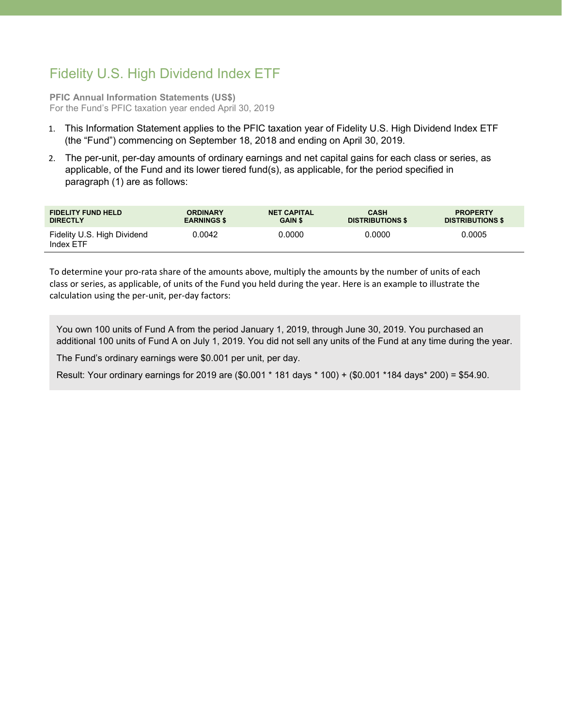# Fidelity U.S. High Dividend Index ETF

**PFIC Annual Information Statements (US$)**
For the Fund's PFIC taxation year ended April 30, 2019

1. This Information Statement applies to the PFIC taxation year of Fidelity U.S. High Dividend Index ETF (the "Fund") commencing on September 18, 2018 and ending on April 30, 2019.
2. The per-unit, per-day amounts of ordinary earnings and net capital gains for each class or series, as applicable, of the Fund and its lower tiered fund(s), as applicable, for the period specified in paragraph (1) are as follows:

| FIDELITY FUND HELD DIRECTLY | ORDINARY EARNINGS $ | NET CAPITAL GAIN $ | CASH DISTRIBUTIONS $ | PROPERTY DISTRIBUTIONS $ |
|---|---|---|---|---|
| Fidelity U.S. High Dividend Index ETF | 0.0042 | 0.0000 | 0.0000 | 0.0005 |

To determine your pro-rata share of the amounts above, multiply the amounts by the number of units of each class or series, as applicable, of units of the Fund you held during the year. Here is an example to illustrate the calculation using the per-unit, per-day factors:

> You own 100 units of Fund A from the period January 1, 2019, through June 30, 2019. You purchased an additional 100 units of Fund A on July 1, 2019. You did not sell any units of the Fund at any time during the year.
>
> The Fund's ordinary earnings were $0.001 per unit, per day.
>
> Result: Your ordinary earnings for 2019 are ($0.001 * 181 days * 100) + ($0.001 *184 days* 200) = $54.90.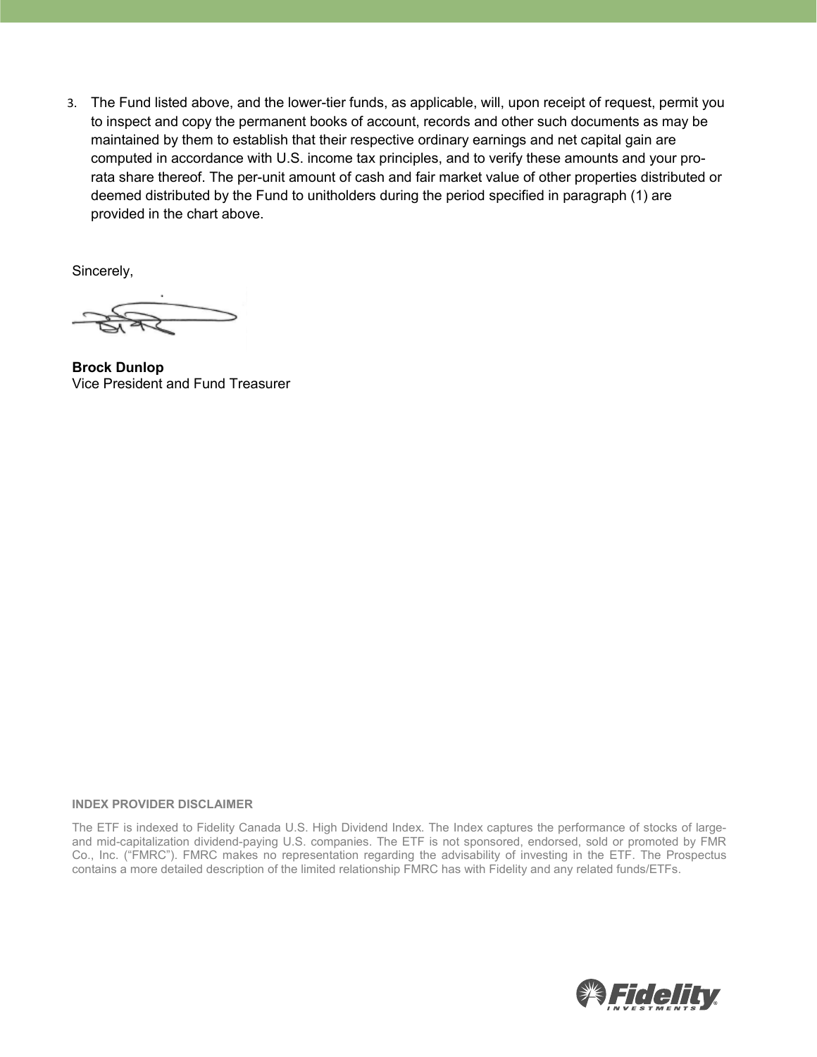3. The Fund listed above, and the lower-tier funds, as applicable, will, upon receipt of request, permit you to inspect and copy the permanent books of account, records and other such documents as may be maintained by them to establish that their respective ordinary earnings and net capital gain are computed in accordance with U.S. income tax principles, and to verify these amounts and your pro-rata share thereof. The per-unit amount of cash and fair market value of other properties distributed or deemed distributed by the Fund to unitholders during the period specified in paragraph (1) are provided in the chart above.

Sincerely,

**Brock Dunlop**
Vice President and Fund Treasurer

**INDEX PROVIDER DISCLAIMER**

The ETF is indexed to Fidelity Canada U.S. High Dividend Index. The Index captures the performance of stocks of large- and mid-capitalization dividend-paying U.S. companies. The ETF is not sponsored, endorsed, sold or promoted by FMR Co., Inc. ("FMRC"). FMRC makes no representation regarding the advisability of investing in the ETF. The Prospectus contains a more detailed description of the limited relationship FMRC has with Fidelity and any related funds/ETFs.